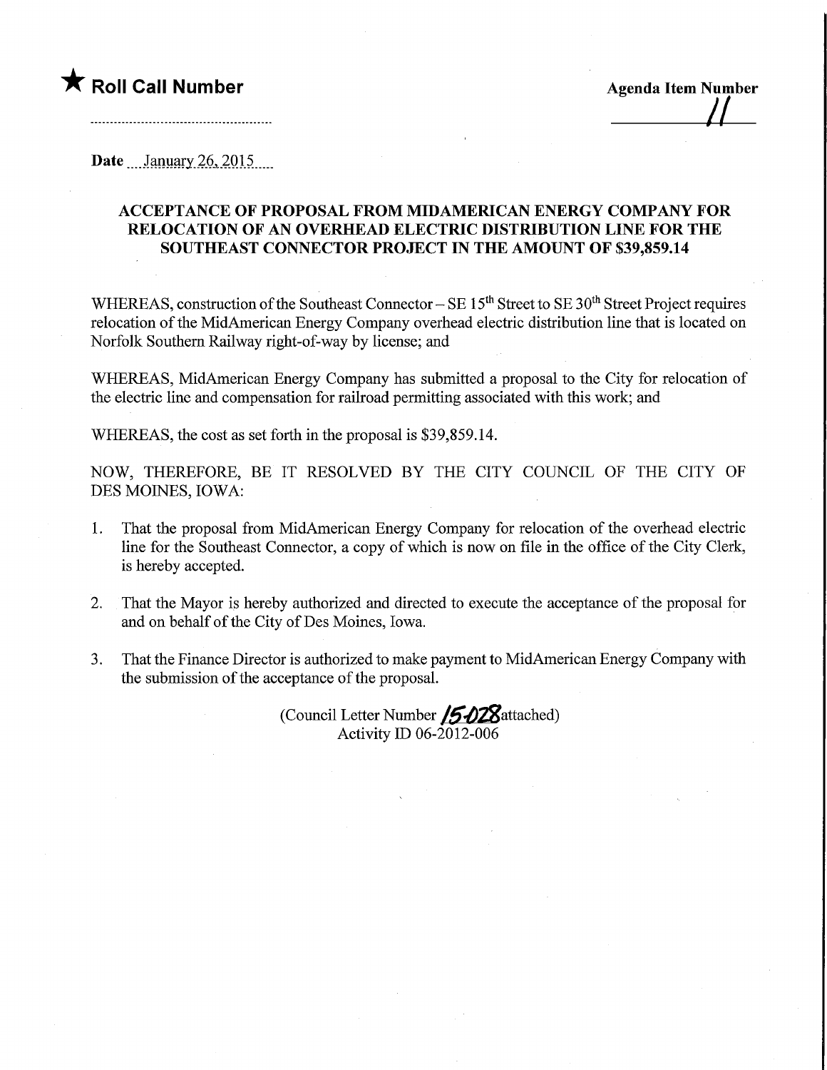★ **Roll Call Number**

---

**Agenda Item Number**

11

**Date** January 26, 2015

**ACCEPTANCE OF PROPOSAL FROM MIDAMERICAN ENERGY COMPANY FOR RELOCATION OF AN OVERHEAD ELECTRIC DISTRIBUTION LINE FOR THE SOUTHEAST CONNECTOR PROJECT IN THE AMOUNT OF $39,859.14**

WHEREAS, construction of the Southeast Connector – SE 15th Street to SE 30th Street Project requires relocation of the MidAmerican Energy Company overhead electric distribution line that is located on Norfolk Southern Railway right-of-way by license; and

WHEREAS, MidAmerican Energy Company has submitted a proposal to the City for relocation of the electric line and compensation for railroad permitting associated with this work; and

WHEREAS, the cost as set forth in the proposal is $39,859.14.

NOW, THEREFORE, BE IT RESOLVED BY THE CITY COUNCIL OF THE CITY OF DES MOINES, IOWA:

1. That the proposal from MidAmerican Energy Company for relocation of the overhead electric line for the Southeast Connector, a copy of which is now on file in the office of the City Clerk, is hereby accepted.

2. That the Mayor is hereby authorized and directed to execute the acceptance of the proposal for and on behalf of the City of Des Moines, Iowa.

3. That the Finance Director is authorized to make payment to MidAmerican Energy Company with the submission of the acceptance of the proposal.

(Council Letter Number 15-028 attached)
Activity ID 06-2012-006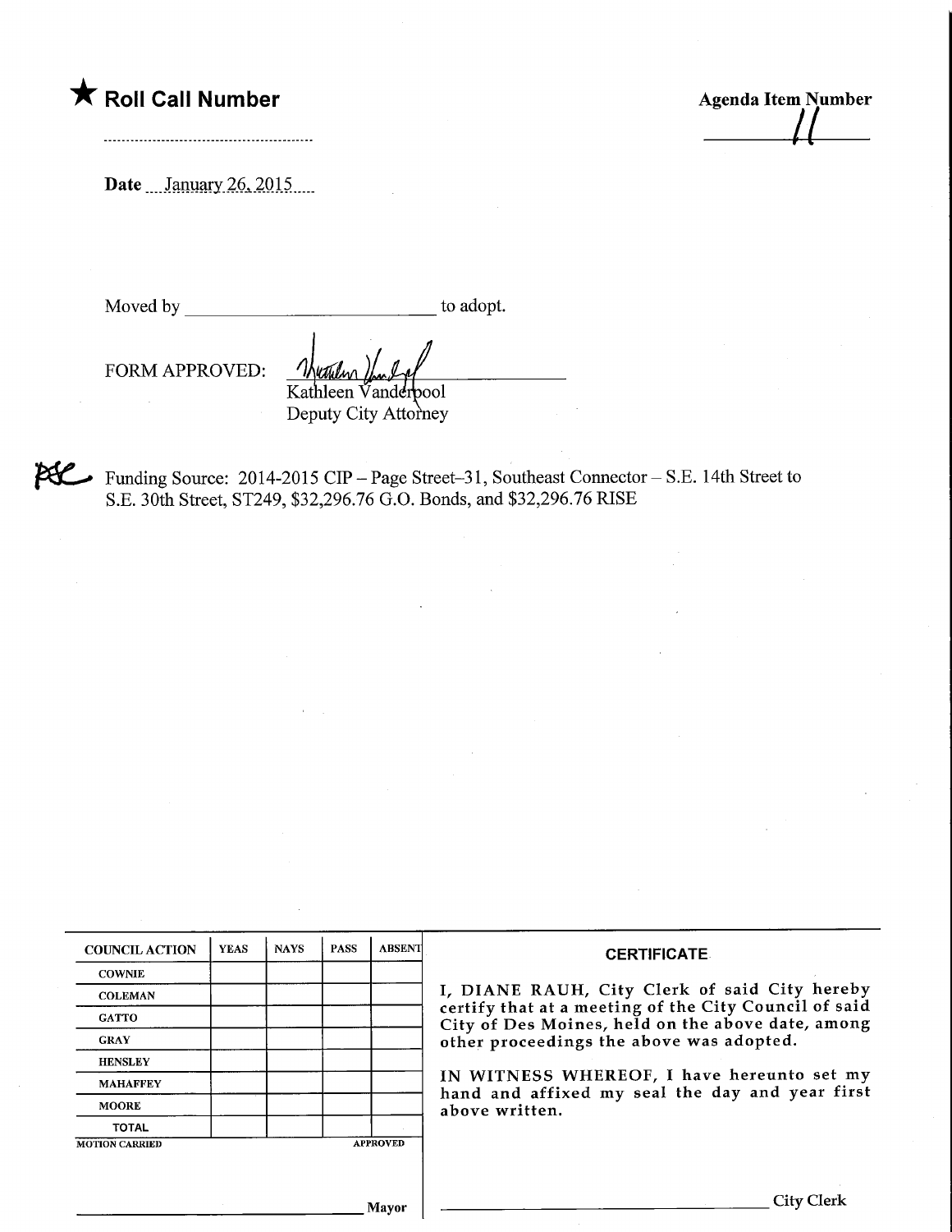★ **Roll Call Number**

..................................................

**Agenda Item Number**

11

**Date** January 26, 2015

Moved by ____________________________ to adopt.

FORM APPROVED: Kathleen Vanderpool
Deputy City Attorney

PSC Funding Source: 2014-2015 CIP – Page Street–31, Southeast Connector – S.E. 14th Street to S.E. 30th Street, ST249, $32,296.76 G.O. Bonds, and $32,296.76 RISE

| COUNCIL ACTION | YEAS | NAYS | PASS | ABSENT |
|---|---|---|---|---|
| COWNIE | | | | |
| COLEMAN | | | | |
| GATTO | | | | |
| GRAY | | | | |
| HENSLEY | | | | |
| MAHAFFEY | | | | |
| MOORE | | | | |
| TOTAL | | | | |

MOTION CARRIED APPROVED

______________________________ Mayor

**CERTIFICATE**

I, DIANE RAUH, City Clerk of said City hereby certify that at a meeting of the City Council of said City of Des Moines, held on the above date, among other proceedings the above was adopted.

IN WITNESS WHEREOF, I have hereunto set my hand and affixed my seal the day and year first above written.

______________________________ City Clerk